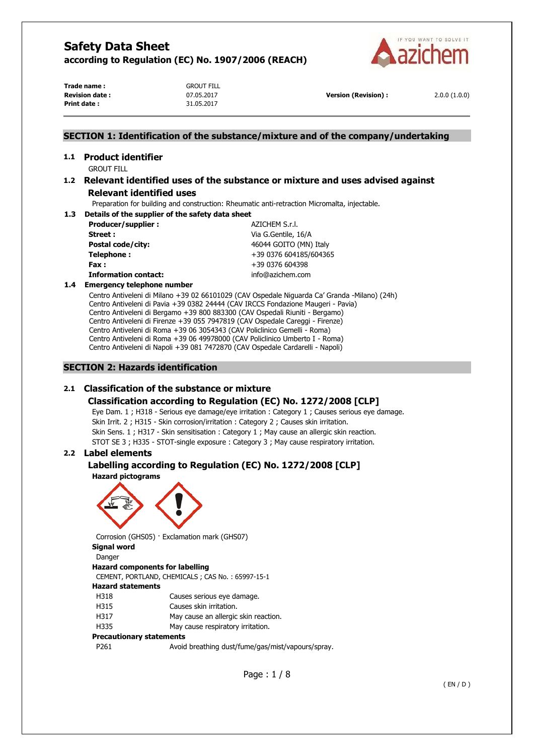# Safety Data Sheet

**according to Regulation (EC) No. 1907/2006 (REACH)**

| | | | |
|---|---|---|---|
| **Trade name :** | GROUT FILL | | |
| **Revision date :** | 07.05.2017 | **Version (Revision) :** | 2.0.0 (1.0.0) |
| **Print date :** | 31.05.2017 | | |

## SECTION 1: Identification of the substance/mixture and of the company/undertaking

### 1.1 Product identifier

GROUT FILL

### 1.2 Relevant identified uses of the substance or mixture and uses advised against

#### Relevant identified uses

Preparation for building and construction: Rheumatic anti-retraction Micromalta, injectable.

### 1.3 Details of the supplier of the safety data sheet

| | |
|---|---|
| **Producer/supplier :** | AZICHEM S.r.l. |
| **Street :** | Via G.Gentile, 16/A |
| **Postal code/city:** | 46044 GOITO (MN) Italy |
| **Telephone :** | +39 0376 604185/604365 |
| **Fax :** | +39 0376 604398 |
| **Information contact:** | info@azichem.com |

### 1.4 Emergency telephone number

Centro Antiveleni di Milano +39 02 66101029 (CAV Ospedale Niguarda Ca' Granda -Milano) (24h)
Centro Antiveleni di Pavia +39 0382 24444 (CAV IRCCS Fondazione Maugeri - Pavia)
Centro Antiveleni di Bergamo +39 800 883300 (CAV Ospedali Riuniti - Bergamo)
Centro Antiveleni di Firenze +39 055 7947819 (CAV Ospedale Careggi - Firenze)
Centro Antiveleni di Roma +39 06 3054343 (CAV Policlinico Gemelli - Roma)
Centro Antiveleni di Roma +39 06 49978000 (CAV Policlinico Umberto I - Roma)
Centro Antiveleni di Napoli +39 081 7472870 (CAV Ospedale Cardarelli - Napoli)

## SECTION 2: Hazards identification

### 2.1 Classification of the substance or mixture

#### Classification according to Regulation (EC) No. 1272/2008 [CLP]

Eye Dam. 1 ; H318 - Serious eye damage/eye irritation : Category 1 ; Causes serious eye damage.
Skin Irrit. 2 ; H315 - Skin corrosion/irritation : Category 2 ; Causes skin irritation.
Skin Sens. 1 ; H317 - Skin sensitisation : Category 1 ; May cause an allergic skin reaction.
STOT SE 3 ; H335 - STOT-single exposure : Category 3 ; May cause respiratory irritation.

### 2.2 Label elements

#### Labelling according to Regulation (EC) No. 1272/2008 [CLP]

**Hazard pictograms**

Corrosion (GHS05) · Exclamation mark (GHS07)

**Signal word**

Danger

**Hazard components for labelling**

CEMENT, PORTLAND, CHEMICALS ; CAS No. : 65997-15-1

**Hazard statements**

| | |
|---|---|
| H318 | Causes serious eye damage. |
| H315 | Causes skin irritation. |
| H317 | May cause an allergic skin reaction. |
| H335 | May cause respiratory irritation. |

**Precautionary statements**

| | |
|---|---|
| P261 | Avoid breathing dust/fume/gas/mist/vapours/spray. |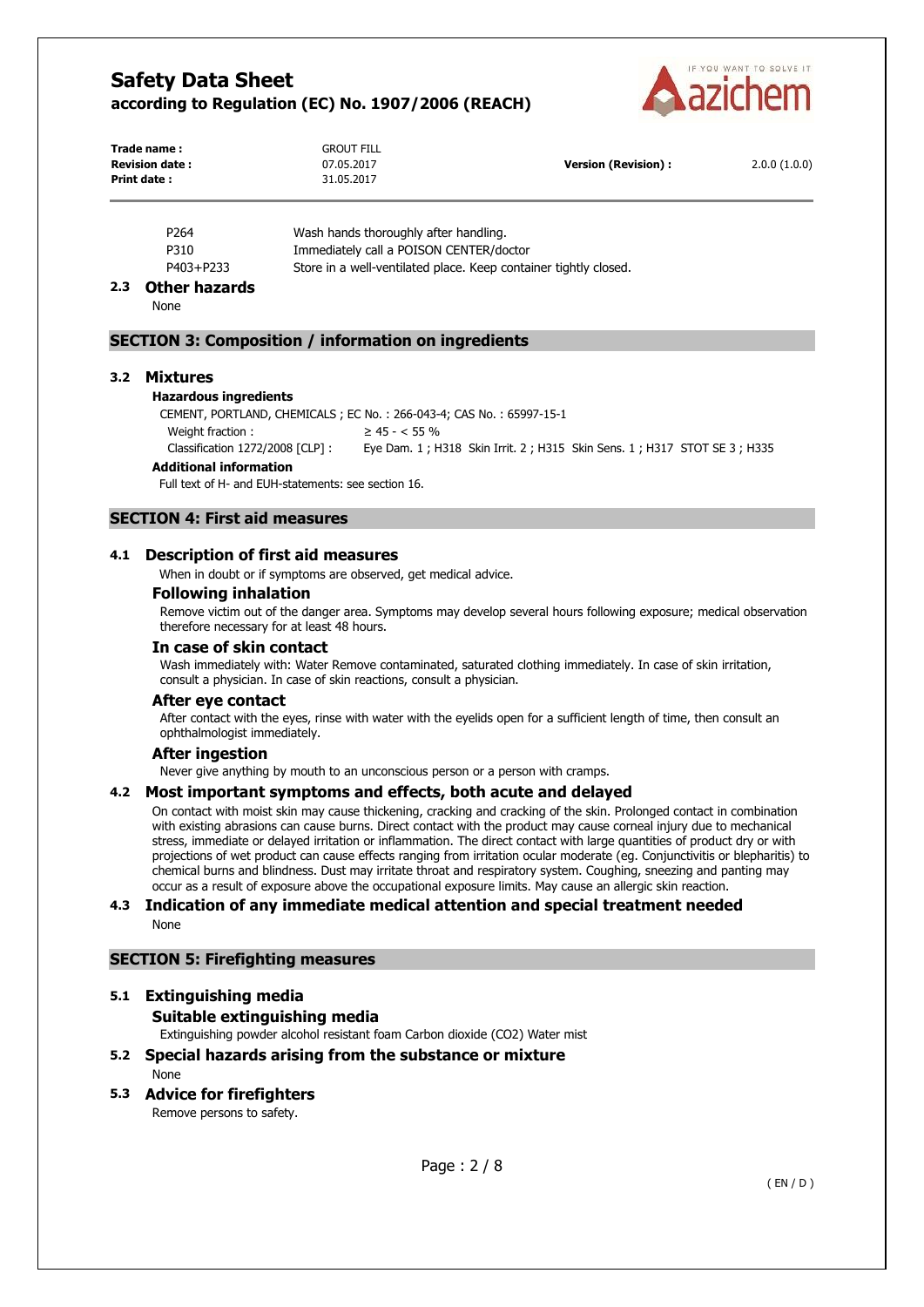| | |
|---|---|
| P264 | Wash hands thoroughly after handling. |
| P310 | Immediately call a POISON CENTER/doctor |
| P403+P233 | Store in a well-ventilated place. Keep container tightly closed. |

### 2.3 Other hazards

None

## SECTION 3: Composition / information on ingredients

### 3.2 Mixtures

**Hazardous ingredients**

CEMENT, PORTLAND, CHEMICALS ; EC No. : 266-043-4; CAS No. : 65997-15-1

Weight fraction : ≥ 45 - < 55 %

Classification 1272/2008 [CLP] : Eye Dam. 1 ; H318 Skin Irrit. 2 ; H315 Skin Sens. 1 ; H317 STOT SE 3 ; H335

**Additional information**

Full text of H- and EUH-statements: see section 16.

## SECTION 4: First aid measures

### 4.1 Description of first aid measures

When in doubt or if symptoms are observed, get medical advice.

#### Following inhalation

Remove victim out of the danger area. Symptoms may develop several hours following exposure; medical observation therefore necessary for at least 48 hours.

#### In case of skin contact

Wash immediately with: Water Remove contaminated, saturated clothing immediately. In case of skin irritation, consult a physician. In case of skin reactions, consult a physician.

#### After eye contact

After contact with the eyes, rinse with water with the eyelids open for a sufficient length of time, then consult an ophthalmologist immediately.

#### After ingestion

Never give anything by mouth to an unconscious person or a person with cramps.

### 4.2 Most important symptoms and effects, both acute and delayed

On contact with moist skin may cause thickening, cracking and cracking of the skin. Prolonged contact in combination with existing abrasions can cause burns. Direct contact with the product may cause corneal injury due to mechanical stress, immediate or delayed irritation or inflammation. The direct contact with large quantities of product dry or with projections of wet product can cause effects ranging from irritation ocular moderate (eg. Conjunctivitis or blepharitis) to chemical burns and blindness. Dust may irritate throat and respiratory system. Coughing, sneezing and panting may occur as a result of exposure above the occupational exposure limits. May cause an allergic skin reaction.

### 4.3 Indication of any immediate medical attention and special treatment needed

None

## SECTION 5: Firefighting measures

### 5.1 Extinguishing media

#### Suitable extinguishing media

Extinguishing powder alcohol resistant foam Carbon dioxide ($CO_2$) Water mist

### 5.2 Special hazards arising from the substance or mixture

None

### 5.3 Advice for firefighters

Remove persons to safety.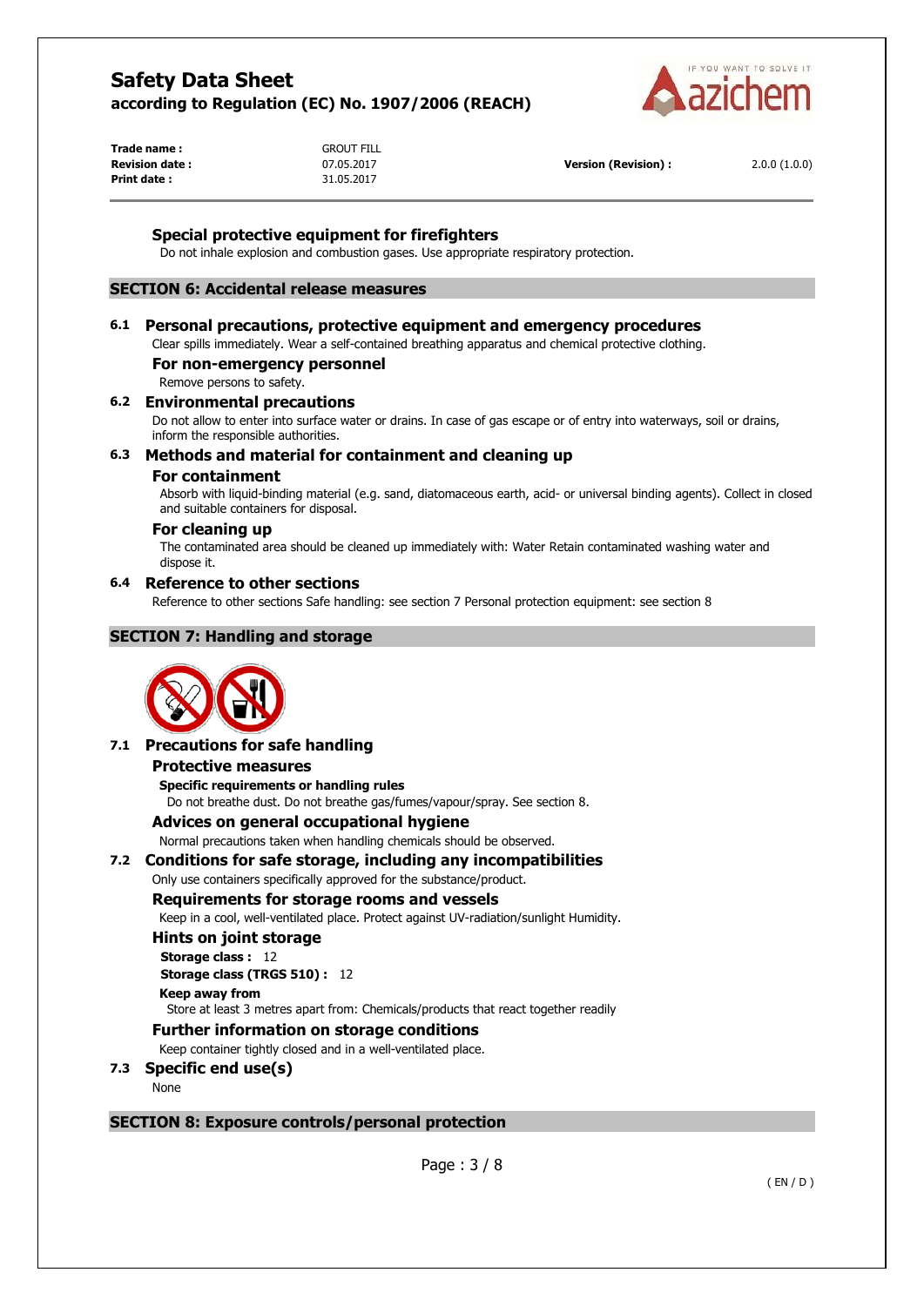### Special protective equipment for firefighters

Do not inhale explosion and combustion gases. Use appropriate respiratory protection.

## SECTION 6: Accidental release measures

### 6.1 Personal precautions, protective equipment and emergency procedures

Clear spills immediately. Wear a self-contained breathing apparatus and chemical protective clothing.

#### For non-emergency personnel

Remove persons to safety.

### 6.2 Environmental precautions

Do not allow to enter into surface water or drains. In case of gas escape or of entry into waterways, soil or drains, inform the responsible authorities.

### 6.3 Methods and material for containment and cleaning up

#### For containment

Absorb with liquid-binding material (e.g. sand, diatomaceous earth, acid- or universal binding agents). Collect in closed and suitable containers for disposal.

#### For cleaning up

The contaminated area should be cleaned up immediately with: Water Retain contaminated washing water and dispose it.

### 6.4 Reference to other sections

Reference to other sections Safe handling: see section 7 Personal protection equipment: see section 8

## SECTION 7: Handling and storage

### 7.1 Precautions for safe handling

#### Protective measures

**Specific requirements or handling rules**

Do not breathe dust. Do not breathe gas/fumes/vapour/spray. See section 8.

#### Advices on general occupational hygiene

Normal precautions taken when handling chemicals should be observed.

### 7.2 Conditions for safe storage, including any incompatibilities

Only use containers specifically approved for the substance/product.

#### Requirements for storage rooms and vessels

Keep in a cool, well-ventilated place. Protect against UV-radiation/sunlight Humidity.

#### Hints on joint storage

**Storage class :** 12

**Storage class (TRGS 510) :** 12

**Keep away from**

Store at least 3 metres apart from: Chemicals/products that react together readily

#### Further information on storage conditions

Keep container tightly closed and in a well-ventilated place.

### 7.3 Specific end use(s)

None

## SECTION 8: Exposure controls/personal protection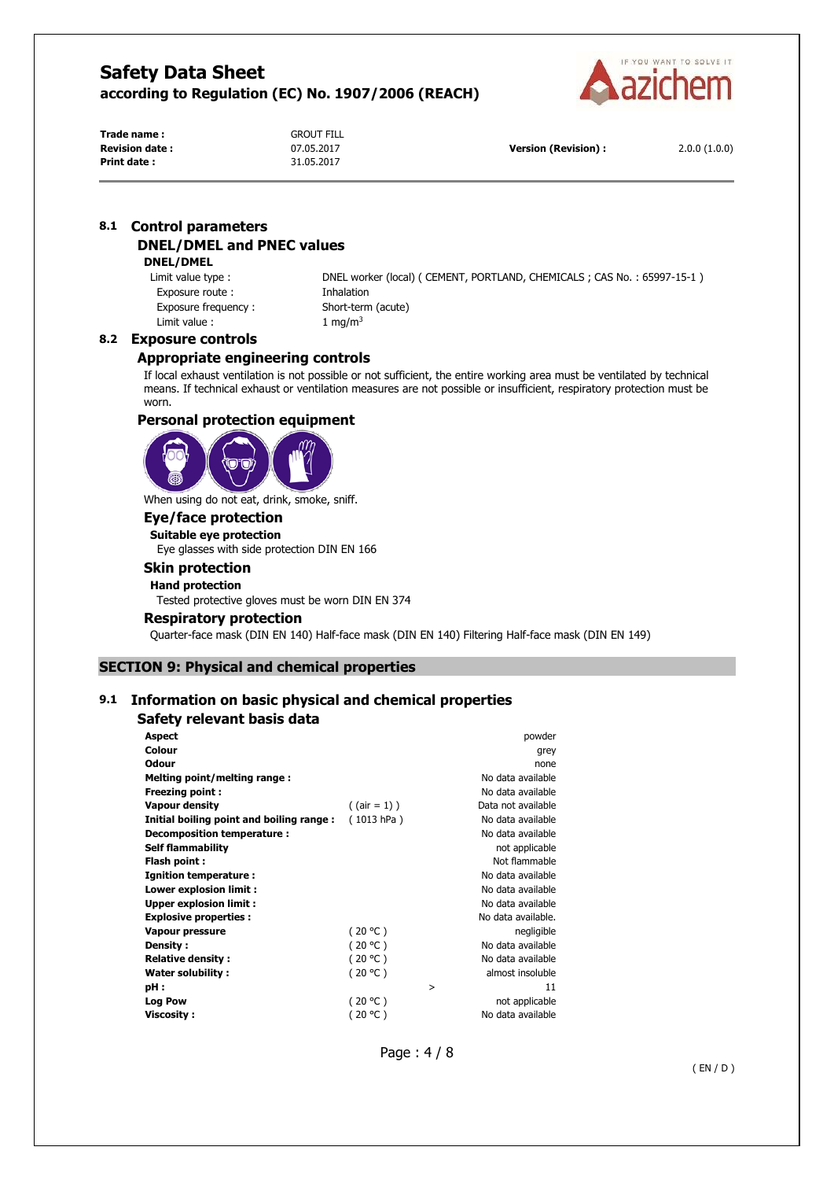## 8.1 Control parameters

### DNEL/DMEL and PNEC values

#### DNEL/DMEL

| | |
|---|---|
| Limit value type : | DNEL worker (local) ( CEMENT, PORTLAND, CHEMICALS ; CAS No. : 65997-15-1 ) |
| Exposure route : | Inhalation |
| Exposure frequency : | Short-term (acute) |
| Limit value : | 1 $mg/m^3$ |

## 8.2 Exposure controls

### Appropriate engineering controls

If local exhaust ventilation is not possible or not sufficient, the entire working area must be ventilated by technical means. If technical exhaust or ventilation measures are not possible or insufficient, respiratory protection must be worn.

### Personal protection equipment

When using do not eat, drink, smoke, sniff.

#### Eye/face protection

**Suitable eye protection**

Eye glasses with side protection DIN EN 166

#### Skin protection

**Hand protection**

Tested protective gloves must be worn DIN EN 374

#### Respiratory protection

Quarter-face mask (DIN EN 140) Half-face mask (DIN EN 140) Filtering Half-face mask (DIN EN 149)

# SECTION 9: Physical and chemical properties

## 9.1 Information on basic physical and chemical properties

### Safety relevant basis data

| Property | Condition | | Value |
|---|---|---|---|
| **Aspect** | | | powder |
| **Colour** | | | grey |
| **Odour** | | | none |
| **Melting point/melting range :** | | | No data available |
| **Freezing point :** | | | No data available |
| **Vapour density** | ( (air = 1) ) | | Data not available |
| **Initial boiling point and boiling range :** | ( 1013 hPa ) | | No data available |
| **Decomposition temperature :** | | | No data available |
| **Self flammability** | | | not applicable |
| **Flash point :** | | | Not flammable |
| **Ignition temperature :** | | | No data available |
| **Lower explosion limit :** | | | No data available |
| **Upper explosion limit :** | | | No data available |
| **Explosive properties :** | | | No data available. |
| **Vapour pressure** | ( 20 °C ) | | negligible |
| **Density :** | ( 20 °C ) | | No data available |
| **Relative density :** | ( 20 °C ) | | No data available |
| **Water solubility :** | ( 20 °C ) | | almost insoluble |
| **pH :** | | > | 11 |
| **Log Pow** | ( 20 °C ) | | not applicable |
| **Viscosity :** | ( 20 °C ) | | No data available |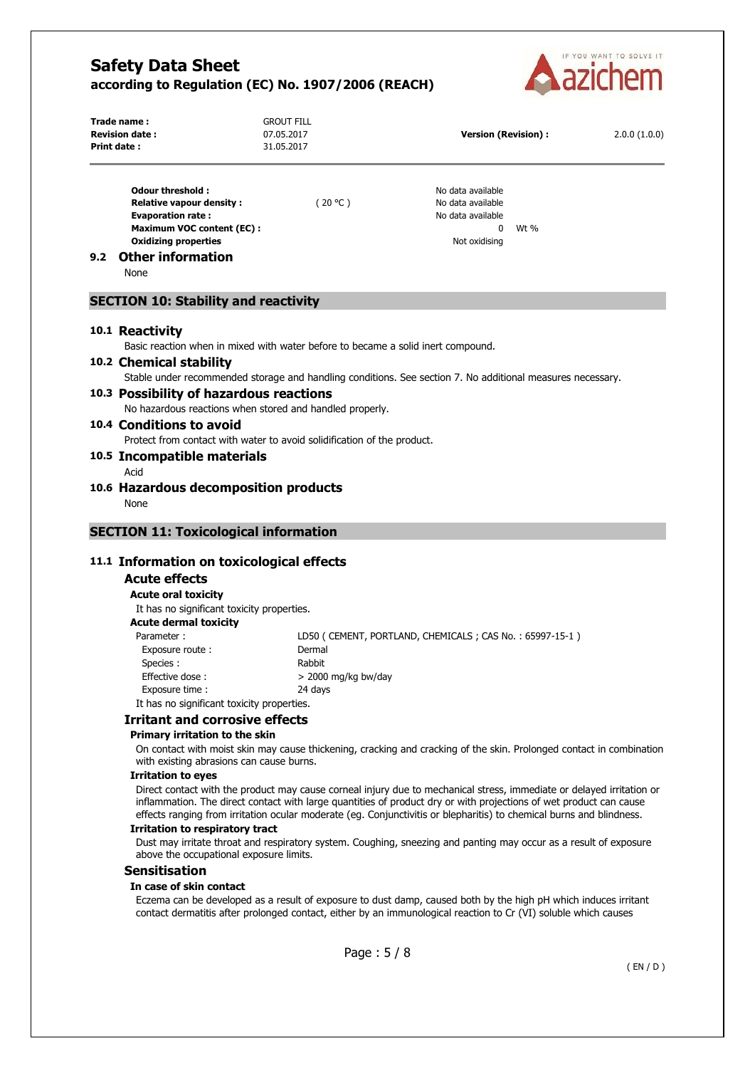| | | | |
|---|---|---|---|
| **Odour threshold :** | | No data available | |
| **Relative vapour density :** | ( 20 °C ) | No data available | |
| **Evaporation rate :** | | No data available | |
| **Maximum VOC content (EC) :** | | 0 | Wt % |
| **Oxidizing properties** | | Not oxidising | |

### 9.2 Other information

None

## SECTION 10: Stability and reactivity

### 10.1 Reactivity

Basic reaction when in mixed with water before to became a solid inert compound.

### 10.2 Chemical stability

Stable under recommended storage and handling conditions. See section 7. No additional measures necessary.

### 10.3 Possibility of hazardous reactions

No hazardous reactions when stored and handled properly.

### 10.4 Conditions to avoid

Protect from contact with water to avoid solidification of the product.

### 10.5 Incompatible materials

Acid

### 10.6 Hazardous decomposition products

None

## SECTION 11: Toxicological information

### 11.1 Information on toxicological effects

#### Acute effects

**Acute oral toxicity**

It has no significant toxicity properties.

**Acute dermal toxicity**

| | |
|---|---|
| Parameter : | LD50 ( CEMENT, PORTLAND, CHEMICALS ; CAS No. : 65997-15-1 ) |
| Exposure route : | Dermal |
| Species : | Rabbit |
| Effective dose : | > 2000 mg/kg bw/day |
| Exposure time : | 24 days |

It has no significant toxicity properties.

#### Irritant and corrosive effects

**Primary irritation to the skin**

On contact with moist skin may cause thickening, cracking and cracking of the skin. Prolonged contact in combination with existing abrasions can cause burns.

**Irritation to eyes**

Direct contact with the product may cause corneal injury due to mechanical stress, immediate or delayed irritation or inflammation. The direct contact with large quantities of product dry or with projections of wet product can cause effects ranging from irritation ocular moderate (eg. Conjunctivitis or blepharitis) to chemical burns and blindness.

**Irritation to respiratory tract**

Dust may irritate throat and respiratory system. Coughing, sneezing and panting may occur as a result of exposure above the occupational exposure limits.

#### Sensitisation

**In case of skin contact**

Eczema can be developed as a result of exposure to dust damp, caused both by the high pH which induces irritant contact dermatitis after prolonged contact, either by an immunological reaction to Cr (VI) soluble which causes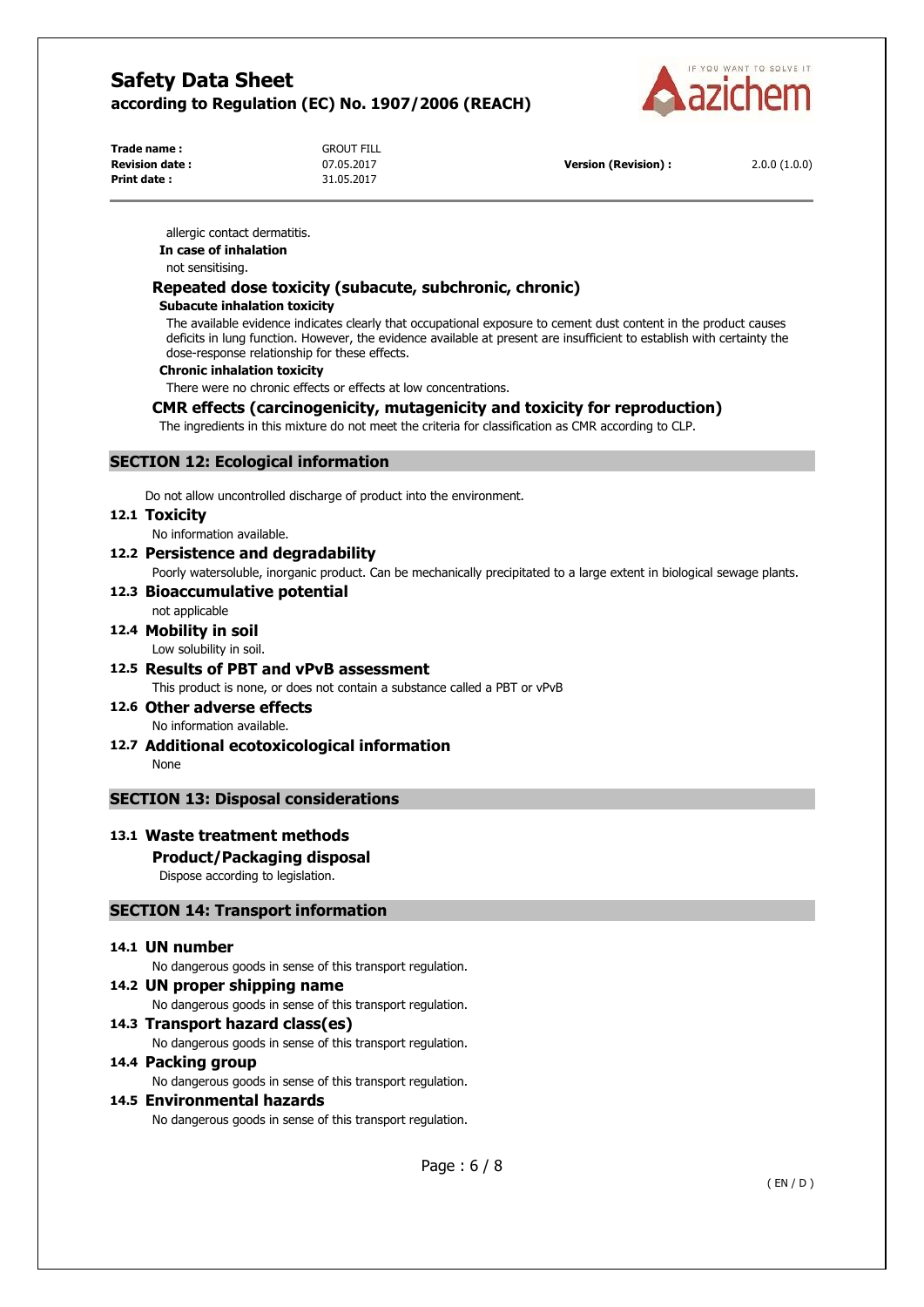allergic contact dermatitis.

**In case of inhalation**

not sensitising.

### Repeated dose toxicity (subacute, subchronic, chronic)

**Subacute inhalation toxicity**

The available evidence indicates clearly that occupational exposure to cement dust content in the product causes deficits in lung function. However, the evidence available at present are insufficient to establish with certainty the dose-response relationship for these effects.

**Chronic inhalation toxicity**

There were no chronic effects or effects at low concentrations.

### CMR effects (carcinogenicity, mutagenicity and toxicity for reproduction)

The ingredients in this mixture do not meet the criteria for classification as CMR according to CLP.

## SECTION 12: Ecological information

Do not allow uncontrolled discharge of product into the environment.

### 12.1 Toxicity

No information available.

### 12.2 Persistence and degradability

Poorly watersoluble, inorganic product. Can be mechanically precipitated to a large extent in biological sewage plants.

### 12.3 Bioaccumulative potential

not applicable

### 12.4 Mobility in soil

Low solubility in soil.

### 12.5 Results of PBT and vPvB assessment

This product is none, or does not contain a substance called a PBT or vPvB

### 12.6 Other adverse effects

No information available.

### 12.7 Additional ecotoxicological information

None

## SECTION 13: Disposal considerations

### 13.1 Waste treatment methods

**Product/Packaging disposal**

Dispose according to legislation.

## SECTION 14: Transport information

### 14.1 UN number

No dangerous goods in sense of this transport regulation.

### 14.2 UN proper shipping name

No dangerous goods in sense of this transport regulation.

### 14.3 Transport hazard class(es)

No dangerous goods in sense of this transport regulation.

### 14.4 Packing group

No dangerous goods in sense of this transport regulation.

### 14.5 Environmental hazards

No dangerous goods in sense of this transport regulation.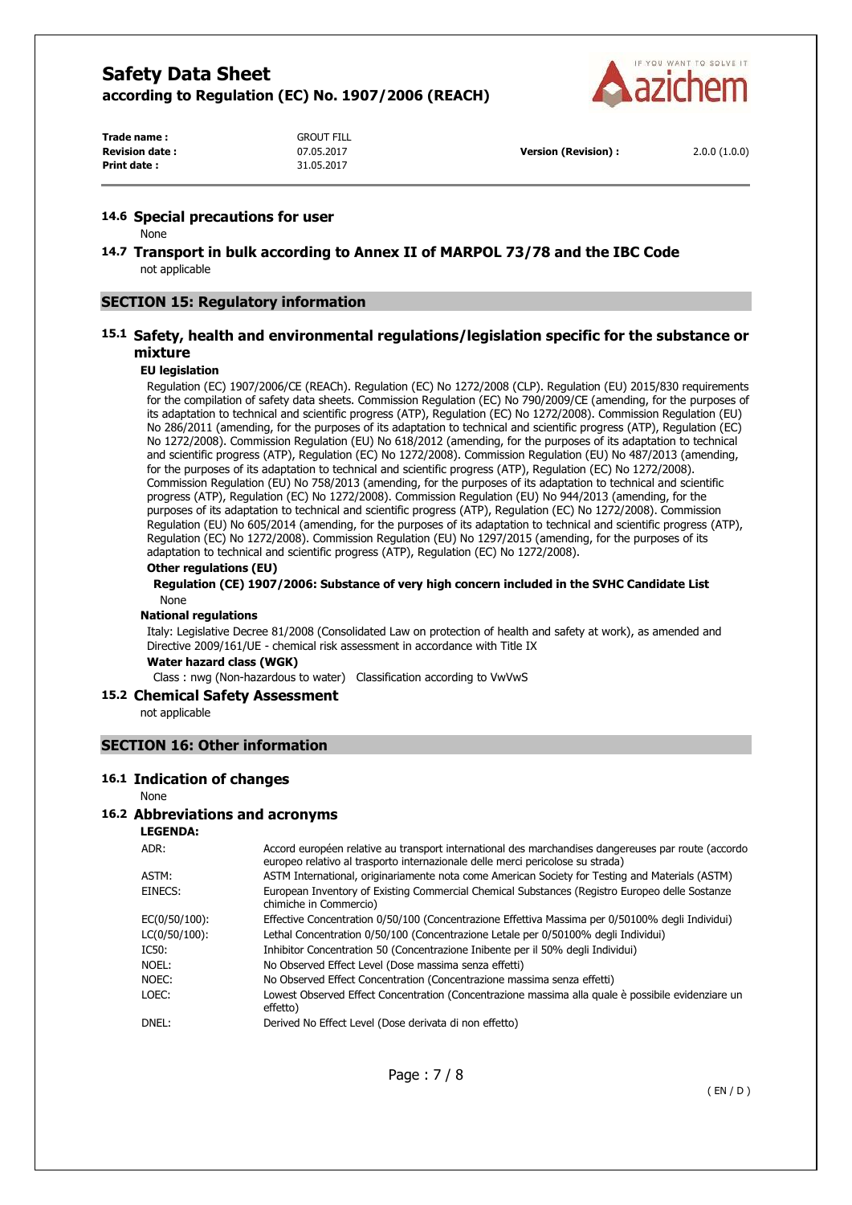### 14.6 Special precautions for user

None

### 14.7 Transport in bulk according to Annex II of MARPOL 73/78 and the IBC Code

not applicable

## SECTION 15: Regulatory information

### 15.1 Safety, health and environmental regulations/legislation specific for the substance or mixture

**EU legislation**

Regulation (EC) 1907/2006/CE (REACh). Regulation (EC) No 1272/2008 (CLP). Regulation (EU) 2015/830 requirements for the compilation of safety data sheets. Commission Regulation (EC) No 790/2009/CE (amending, for the purposes of its adaptation to technical and scientific progress (ATP), Regulation (EC) No 1272/2008). Commission Regulation (EU) No 286/2011 (amending, for the purposes of its adaptation to technical and scientific progress (ATP), Regulation (EC) No 1272/2008). Commission Regulation (EU) No 618/2012 (amending, for the purposes of its adaptation to technical and scientific progress (ATP), Regulation (EC) No 1272/2008). Commission Regulation (EU) No 487/2013 (amending, for the purposes of its adaptation to technical and scientific progress (ATP), Regulation (EC) No 1272/2008). Commission Regulation (EU) No 758/2013 (amending, for the purposes of its adaptation to technical and scientific progress (ATP), Regulation (EC) No 1272/2008). Commission Regulation (EU) No 944/2013 (amending, for the purposes of its adaptation to technical and scientific progress (ATP), Regulation (EC) No 1272/2008). Commission Regulation (EU) No 605/2014 (amending, for the purposes of its adaptation to technical and scientific progress (ATP), Regulation (EC) No 1272/2008). Commission Regulation (EU) No 1297/2015 (amending, for the purposes of its adaptation to technical and scientific progress (ATP), Regulation (EC) No 1272/2008).

**Other regulations (EU)**

**Regulation (CE) 1907/2006: Substance of very high concern included in the SVHC Candidate List**

None

**National regulations**

Italy: Legislative Decree 81/2008 (Consolidated Law on protection of health and safety at work), as amended and Directive 2009/161/UE - chemical risk assessment in accordance with Title IX

**Water hazard class (WGK)**

Class : nwg (Non-hazardous to water) Classification according to VwVwS

### 15.2 Chemical Safety Assessment

not applicable

## SECTION 16: Other information

### 16.1 Indication of changes

None

### 16.2 Abbreviations and acronyms

**LEGENDA:**

| | |
|---|---|
| ADR: | Accord européen relative au transport international des marchandises dangereuses par route (accordo europeo relativo al trasporto internazionale delle merci pericolose su strada) |
| ASTM: | ASTM International, originariamente nota come American Society for Testing and Materials (ASTM) |
| EINECS: | European Inventory of Existing Commercial Chemical Substances (Registro Europeo delle Sostanze chimiche in Commercio) |
| EC(0/50/100): | Effective Concentration 0/50/100 (Concentrazione Effettiva Massima per 0/50100% degli Individui) |
| LC(0/50/100): | Lethal Concentration 0/50/100 (Concentrazione Letale per 0/50100% degli Individui) |
| IC50: | Inhibitor Concentration 50 (Concentrazione Inibente per il 50% degli Individui) |
| NOEL: | No Observed Effect Level (Dose massima senza effetti) |
| NOEC: | No Observed Effect Concentration (Concentrazione massima senza effetti) |
| LOEC: | Lowest Observed Effect Concentration (Concentrazione massima alla quale è possibile evidenziare un effetto) |
| DNEL: | Derived No Effect Level (Dose derivata di non effetto) |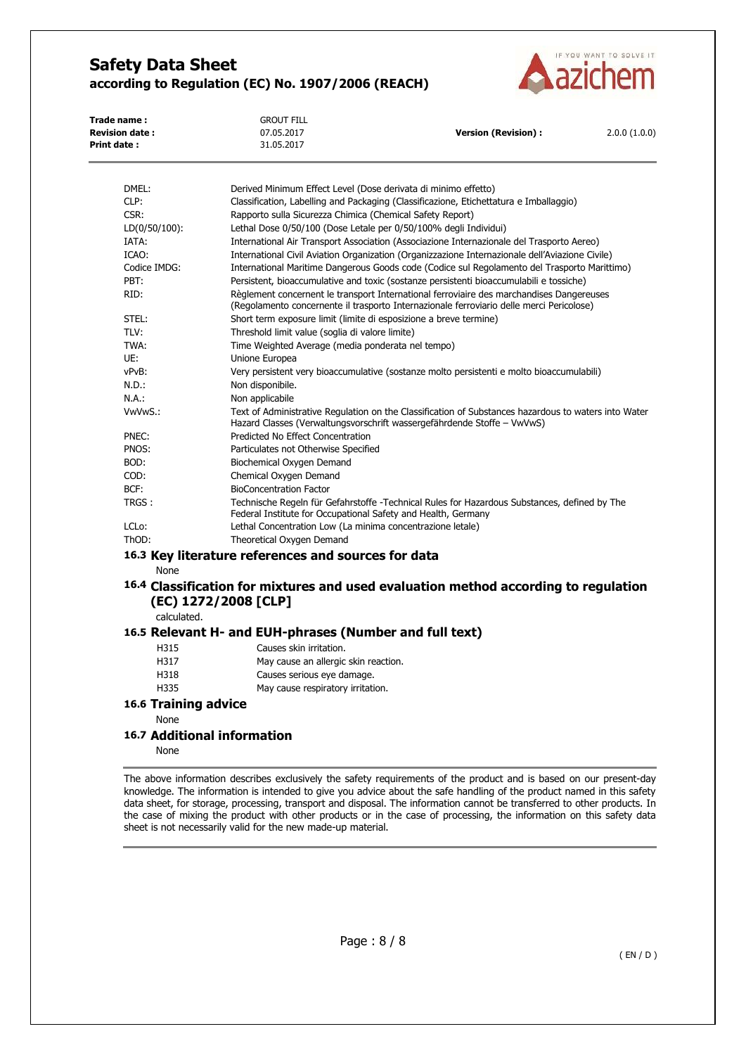| | |
|---|---|
| DMEL: | Derived Minimum Effect Level (Dose derivata di minimo effetto) |
| CLP: | Classification, Labelling and Packaging (Classificazione, Etichettatura e Imballaggio) |
| CSR: | Rapporto sulla Sicurezza Chimica (Chemical Safety Report) |
| LD(0/50/100): | Lethal Dose 0/50/100 (Dose Letale per 0/50/100% degli Individui) |
| IATA: | International Air Transport Association (Associazione Internazionale del Trasporto Aereo) |
| ICAO: | International Civil Aviation Organization (Organizzazione Internazionale dell'Aviazione Civile) |
| Codice IMDG: | International Maritime Dangerous Goods code (Codice sul Regolamento del Trasporto Marittimo) |
| PBT: | Persistent, bioaccumulative and toxic (sostanze persistenti bioaccumulabili e tossiche) |
| RID: | Règlement concernent le transport International ferroviaire des marchandises Dangereuses (Regolamento concernente il trasporto Internazionale ferroviario delle merci Pericolose) |
| STEL: | Short term exposure limit (limite di esposizione a breve termine) |
| TLV: | Threshold limit value (soglia di valore limite) |
| TWA: | Time Weighted Average (media ponderata nel tempo) |
| UE: | Unione Europea |
| vPvB: | Very persistent very bioaccumulative (sostanze molto persistenti e molto bioaccumulabili) |
| N.D.: | Non disponibile. |
| N.A.: | Non applicabile |
| VwVwS.: | Text of Administrative Regulation on the Classification of Substances hazardous to waters into Water Hazard Classes (Verwaltungsvorschrift wassergefährdende Stoffe – VwVwS) |
| PNEC: | Predicted No Effect Concentration |
| PNOS: | Particulates not Otherwise Specified |
| BOD: | Biochemical Oxygen Demand |
| COD: | Chemical Oxygen Demand |
| BCF: | BioConcentration Factor |
| TRGS : | Technische Regeln für Gefahrstoffe -Technical Rules for Hazardous Substances, defined by The Federal Institute for Occupational Safety and Health, Germany |
| LCLo: | Lethal Concentration Low (La minima concentrazione letale) |
| ThOD: | Theoretical Oxygen Demand |

### 16.3 Key literature references and sources for data

None

### 16.4 Classification for mixtures and used evaluation method according to regulation (EC) 1272/2008 [CLP]

calculated.

### 16.5 Relevant H- and EUH-phrases (Number and full text)

| | |
|---|---|
| H315 | Causes skin irritation. |
| H317 | May cause an allergic skin reaction. |
| H318 | Causes serious eye damage. |
| H335 | May cause respiratory irritation. |

### 16.6 Training advice

None

### 16.7 Additional information

None

---

The above information describes exclusively the safety requirements of the product and is based on our present-day knowledge. The information is intended to give you advice about the safe handling of the product named in this safety data sheet, for storage, processing, transport and disposal. The information cannot be transferred to other products. In the case of mixing the product with other products or in the case of processing, the information on this safety data sheet is not necessarily valid for the new made-up material.

---

( EN / D )